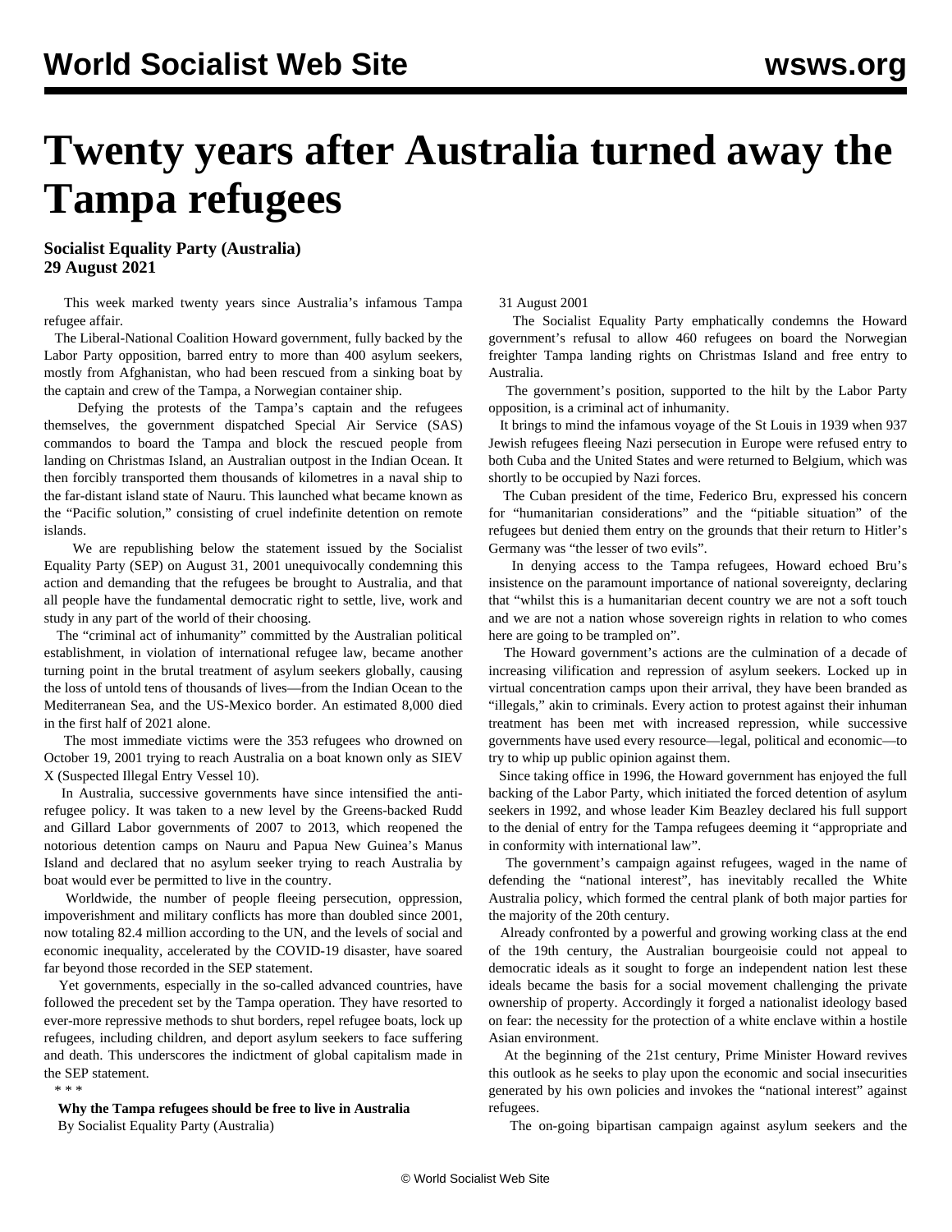# Twenty years after Australia turned away the Tampa refugees

**Socialist Equality Party (Australia)**
**29 August 2021**

This week marked twenty years since Australia's infamous Tampa refugee affair.

The Liberal-National Coalition Howard government, fully backed by the Labor Party opposition, barred entry to more than 400 asylum seekers, mostly from Afghanistan, who had been rescued from a sinking boat by the captain and crew of the Tampa, a Norwegian container ship.

Defying the protests of the Tampa's captain and the refugees themselves, the government dispatched Special Air Service (SAS) commandos to board the Tampa and block the rescued people from landing on Christmas Island, an Australian outpost in the Indian Ocean. It then forcibly transported them thousands of kilometres in a naval ship to the far-distant island state of Nauru. This launched what became known as the "Pacific solution," consisting of cruel indefinite detention on remote islands.

We are republishing below the statement issued by the Socialist Equality Party (SEP) on August 31, 2001 unequivocally condemning this action and demanding that the refugees be brought to Australia, and that all people have the fundamental democratic right to settle, live, work and study in any part of the world of their choosing.

The "criminal act of inhumanity" committed by the Australian political establishment, in violation of international refugee law, became another turning point in the brutal treatment of asylum seekers globally, causing the loss of untold tens of thousands of lives—from the Indian Ocean to the Mediterranean Sea, and the US-Mexico border. An estimated 8,000 died in the first half of 2021 alone.

The most immediate victims were the 353 refugees who drowned on October 19, 2001 trying to reach Australia on a boat known only as SIEV X (Suspected Illegal Entry Vessel 10).

In Australia, successive governments have since intensified the anti-refugee policy. It was taken to a new level by the Greens-backed Rudd and Gillard Labor governments of 2007 to 2013, which reopened the notorious detention camps on Nauru and Papua New Guinea's Manus Island and declared that no asylum seeker trying to reach Australia by boat would ever be permitted to live in the country.

Worldwide, the number of people fleeing persecution, oppression, impoverishment and military conflicts has more than doubled since 2001, now totaling 82.4 million according to the UN, and the levels of social and economic inequality, accelerated by the COVID-19 disaster, have soared far beyond those recorded in the SEP statement.

Yet governments, especially in the so-called advanced countries, have followed the precedent set by the Tampa operation. They have resorted to ever-more repressive methods to shut borders, repel refugee boats, lock up refugees, including children, and deport asylum seekers to face suffering and death. This underscores the indictment of global capitalism made in the SEP statement.

\* \* \*

**Why the Tampa refugees should be free to live in Australia**

By Socialist Equality Party (Australia)

31 August 2001

The Socialist Equality Party emphatically condemns the Howard government's refusal to allow 460 refugees on board the Norwegian freighter Tampa landing rights on Christmas Island and free entry to Australia.

The government's position, supported to the hilt by the Labor Party opposition, is a criminal act of inhumanity.

It brings to mind the infamous voyage of the St Louis in 1939 when 937 Jewish refugees fleeing Nazi persecution in Europe were refused entry to both Cuba and the United States and were returned to Belgium, which was shortly to be occupied by Nazi forces.

The Cuban president of the time, Federico Bru, expressed his concern for "humanitarian considerations" and the "pitiable situation" of the refugees but denied them entry on the grounds that their return to Hitler's Germany was "the lesser of two evils".

In denying access to the Tampa refugees, Howard echoed Bru's insistence on the paramount importance of national sovereignty, declaring that "whilst this is a humanitarian decent country we are not a soft touch and we are not a nation whose sovereign rights in relation to who comes here are going to be trampled on".

The Howard government's actions are the culmination of a decade of increasing vilification and repression of asylum seekers. Locked up in virtual concentration camps upon their arrival, they have been branded as "illegals," akin to criminals. Every action to protest against their inhuman treatment has been met with increased repression, while successive governments have used every resource—legal, political and economic—to try to whip up public opinion against them.

Since taking office in 1996, the Howard government has enjoyed the full backing of the Labor Party, which initiated the forced detention of asylum seekers in 1992, and whose leader Kim Beazley declared his full support to the denial of entry for the Tampa refugees deeming it "appropriate and in conformity with international law".

The government's campaign against refugees, waged in the name of defending the "national interest", has inevitably recalled the White Australia policy, which formed the central plank of both major parties for the majority of the 20th century.

Already confronted by a powerful and growing working class at the end of the 19th century, the Australian bourgeoisie could not appeal to democratic ideals as it sought to forge an independent nation lest these ideals became the basis for a social movement challenging the private ownership of property. Accordingly it forged a nationalist ideology based on fear: the necessity for the protection of a white enclave within a hostile Asian environment.

At the beginning of the 21st century, Prime Minister Howard revives this outlook as he seeks to play upon the economic and social insecurities generated by his own policies and invokes the "national interest" against refugees.

The on-going bipartisan campaign against asylum seekers and the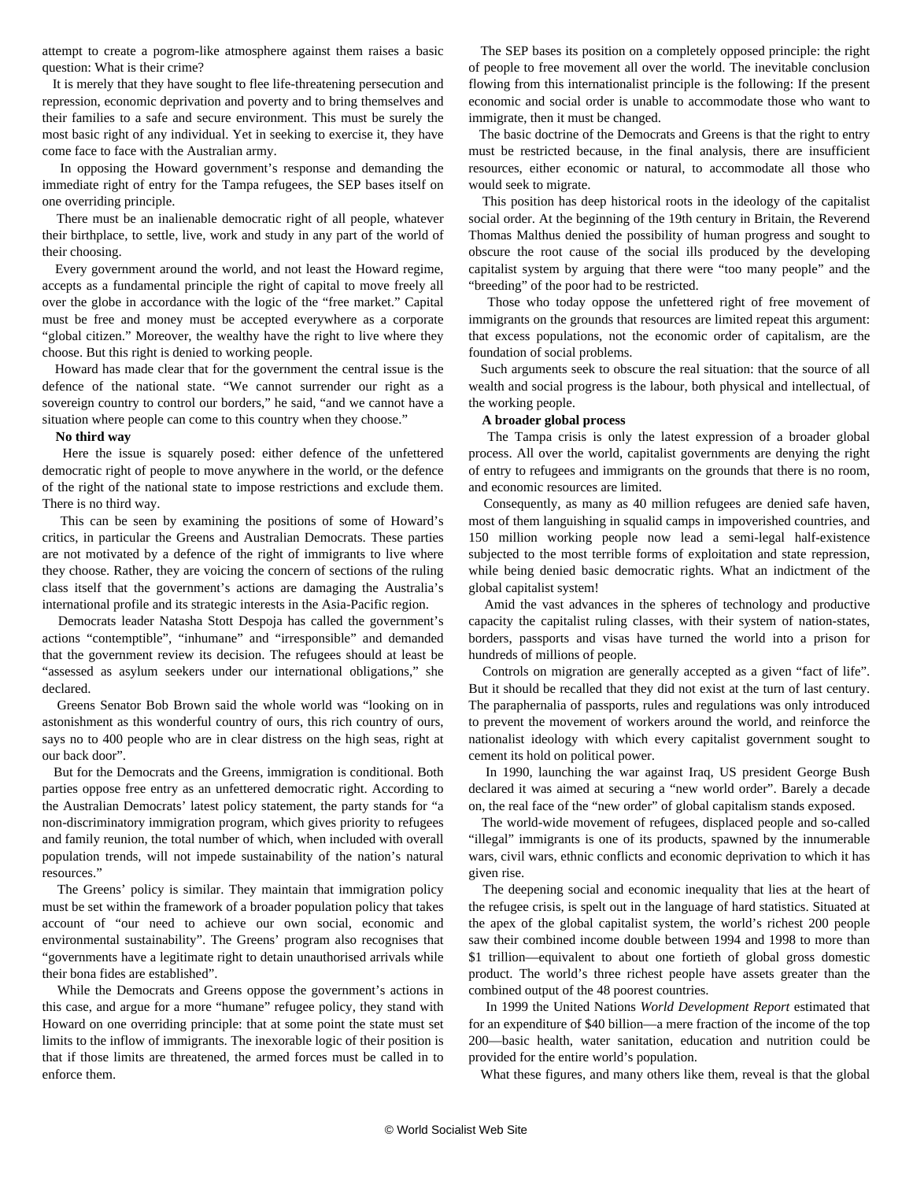attempt to create a pogrom-like atmosphere against them raises a basic question: What is their crime?

It is merely that they have sought to flee life-threatening persecution and repression, economic deprivation and poverty and to bring themselves and their families to a safe and secure environment. This must be surely the most basic right of any individual. Yet in seeking to exercise it, they have come face to face with the Australian army.

In opposing the Howard government's response and demanding the immediate right of entry for the Tampa refugees, the SEP bases itself on one overriding principle.

There must be an inalienable democratic right of all people, whatever their birthplace, to settle, live, work and study in any part of the world of their choosing.

Every government around the world, and not least the Howard regime, accepts as a fundamental principle the right of capital to move freely all over the globe in accordance with the logic of the "free market." Capital must be free and money must be accepted everywhere as a corporate "global citizen." Moreover, the wealthy have the right to live where they choose. But this right is denied to working people.

Howard has made clear that for the government the central issue is the defence of the national state. "We cannot surrender our right as a sovereign country to control our borders," he said, "and we cannot have a situation where people can come to this country when they choose."

**No third way**

Here the issue is squarely posed: either defence of the unfettered democratic right of people to move anywhere in the world, or the defence of the right of the national state to impose restrictions and exclude them. There is no third way.

This can be seen by examining the positions of some of Howard's critics, in particular the Greens and Australian Democrats. These parties are not motivated by a defence of the right of immigrants to live where they choose. Rather, they are voicing the concern of sections of the ruling class itself that the government's actions are damaging the Australia's international profile and its strategic interests in the Asia-Pacific region.

Democrats leader Natasha Stott Despoja has called the government's actions "contemptible", "inhumane" and "irresponsible" and demanded that the government review its decision. The refugees should at least be "assessed as asylum seekers under our international obligations," she declared.

Greens Senator Bob Brown said the whole world was "looking on in astonishment as this wonderful country of ours, this rich country of ours, says no to 400 people who are in clear distress on the high seas, right at our back door".

But for the Democrats and the Greens, immigration is conditional. Both parties oppose free entry as an unfettered democratic right. According to the Australian Democrats' latest policy statement, the party stands for "a non-discriminatory immigration program, which gives priority to refugees and family reunion, the total number of which, when included with overall population trends, will not impede sustainability of the nation's natural resources."

The Greens' policy is similar. They maintain that immigration policy must be set within the framework of a broader population policy that takes account of "our need to achieve our own social, economic and environmental sustainability". The Greens' program also recognises that "governments have a legitimate right to detain unauthorised arrivals while their bona fides are established".

While the Democrats and Greens oppose the government's actions in this case, and argue for a more "humane" refugee policy, they stand with Howard on one overriding principle: that at some point the state must set limits to the inflow of immigrants. The inexorable logic of their position is that if those limits are threatened, the armed forces must be called in to enforce them.

The SEP bases its position on a completely opposed principle: the right of people to free movement all over the world. The inevitable conclusion flowing from this internationalist principle is the following: If the present economic and social order is unable to accommodate those who want to immigrate, then it must be changed.

The basic doctrine of the Democrats and Greens is that the right to entry must be restricted because, in the final analysis, there are insufficient resources, either economic or natural, to accommodate all those who would seek to migrate.

This position has deep historical roots in the ideology of the capitalist social order. At the beginning of the 19th century in Britain, the Reverend Thomas Malthus denied the possibility of human progress and sought to obscure the root cause of the social ills produced by the developing capitalist system by arguing that there were "too many people" and the "breeding" of the poor had to be restricted.

Those who today oppose the unfettered right of free movement of immigrants on the grounds that resources are limited repeat this argument: that excess populations, not the economic order of capitalism, are the foundation of social problems.

Such arguments seek to obscure the real situation: that the source of all wealth and social progress is the labour, both physical and intellectual, of the working people.

**A broader global process**

The Tampa crisis is only the latest expression of a broader global process. All over the world, capitalist governments are denying the right of entry to refugees and immigrants on the grounds that there is no room, and economic resources are limited.

Consequently, as many as 40 million refugees are denied safe haven, most of them languishing in squalid camps in impoverished countries, and 150 million working people now lead a semi-legal half-existence subjected to the most terrible forms of exploitation and state repression, while being denied basic democratic rights. What an indictment of the global capitalist system!

Amid the vast advances in the spheres of technology and productive capacity the capitalist ruling classes, with their system of nation-states, borders, passports and visas have turned the world into a prison for hundreds of millions of people.

Controls on migration are generally accepted as a given "fact of life". But it should be recalled that they did not exist at the turn of last century. The paraphernalia of passports, rules and regulations was only introduced to prevent the movement of workers around the world, and reinforce the nationalist ideology with which every capitalist government sought to cement its hold on political power.

In 1990, launching the war against Iraq, US president George Bush declared it was aimed at securing a "new world order". Barely a decade on, the real face of the "new order" of global capitalism stands exposed.

The world-wide movement of refugees, displaced people and so-called "illegal" immigrants is one of its products, spawned by the innumerable wars, civil wars, ethnic conflicts and economic deprivation to which it has given rise.

The deepening social and economic inequality that lies at the heart of the refugee crisis, is spelt out in the language of hard statistics. Situated at the apex of the global capitalist system, the world's richest 200 people saw their combined income double between 1994 and 1998 to more than $1 trillion—equivalent to about one fortieth of global gross domestic product. The world's three richest people have assets greater than the combined output of the 48 poorest countries.

In 1999 the United Nations *World Development Report* estimated that for an expenditure of $40 billion—a mere fraction of the income of the top 200—basic health, water sanitation, education and nutrition could be provided for the entire world's population.

What these figures, and many others like them, reveal is that the global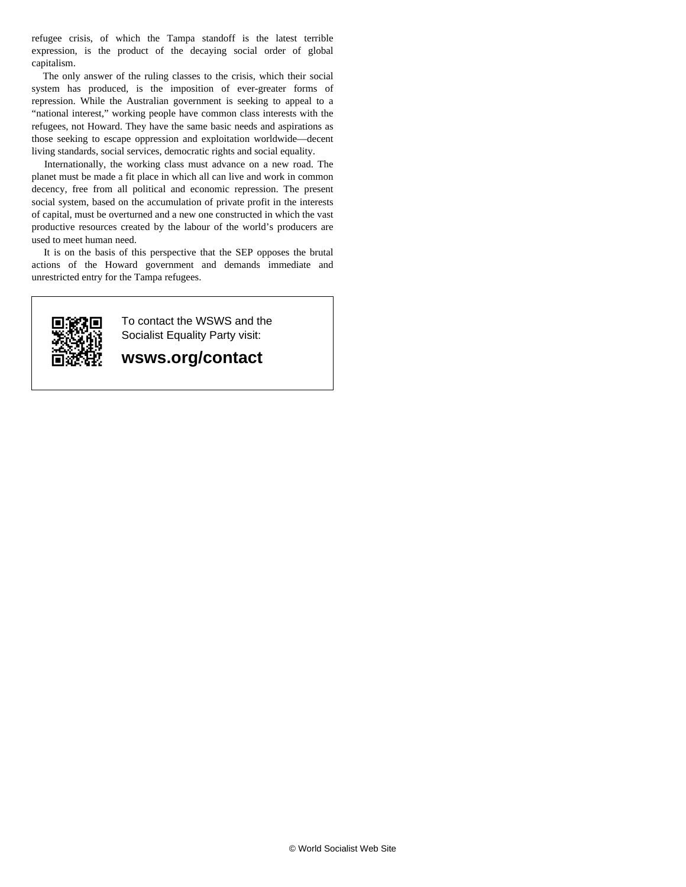refugee crisis, of which the Tampa standoff is the latest terrible expression, is the product of the decaying social order of global capitalism.

The only answer of the ruling classes to the crisis, which their social system has produced, is the imposition of ever-greater forms of repression. While the Australian government is seeking to appeal to a "national interest," working people have common class interests with the refugees, not Howard. They have the same basic needs and aspirations as those seeking to escape oppression and exploitation worldwide—decent living standards, social services, democratic rights and social equality.

Internationally, the working class must advance on a new road. The planet must be made a fit place in which all can live and work in common decency, free from all political and economic repression. The present social system, based on the accumulation of private profit in the interests of capital, must be overturned and a new one constructed in which the vast productive resources created by the labour of the world's producers are used to meet human need.

It is on the basis of this perspective that the SEP opposes the brutal actions of the Howard government and demands immediate and unrestricted entry for the Tampa refugees.

To contact the WSWS and the Socialist Equality Party visit:

**wsws.org/contact**